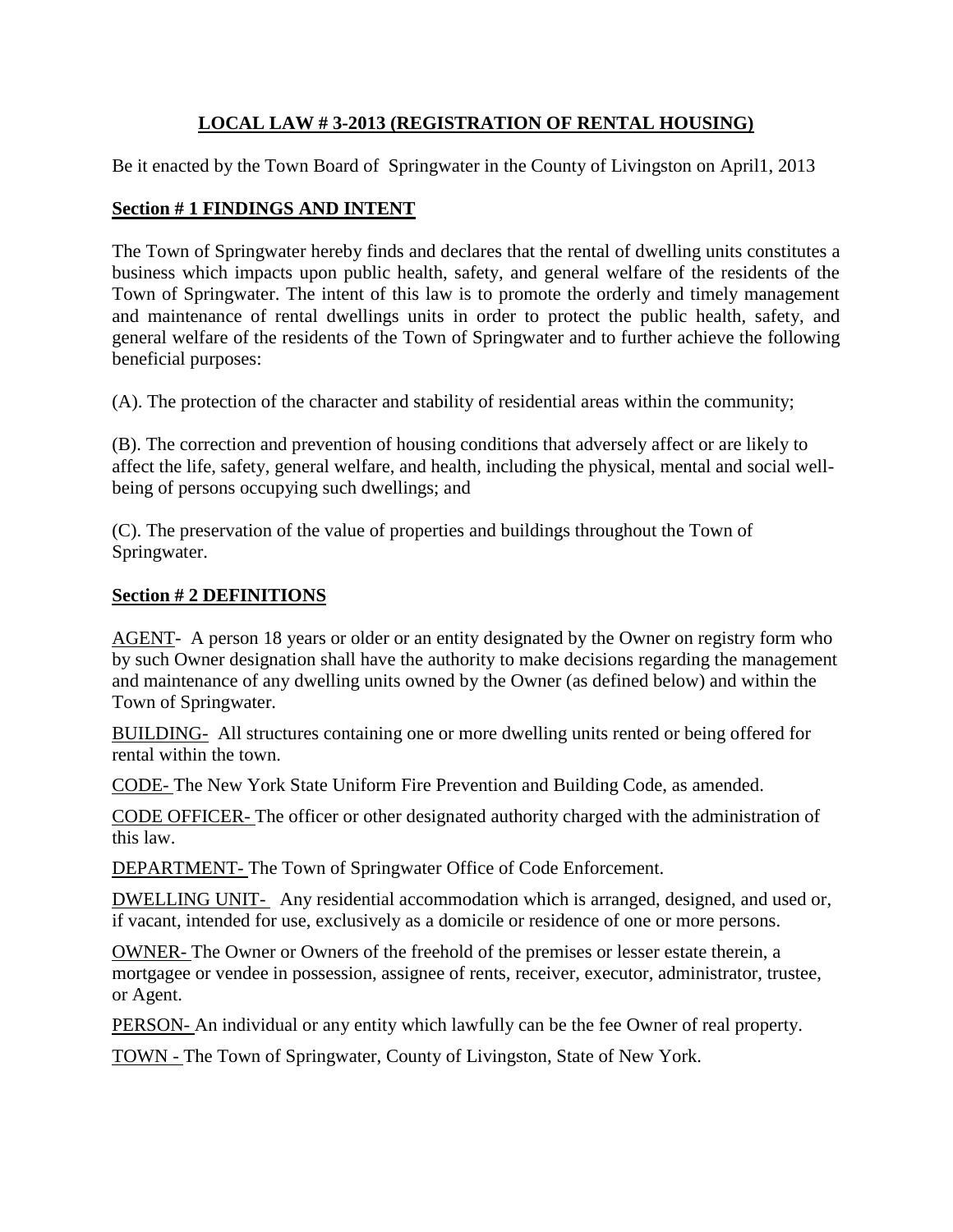# LOCAL LAW # 3-2013 (REGISTRATION OF RENTAL HOUSING)

Be it enacted by the Town Board of Springwater in the County of Livingston on April1, 2013

## Section # 1 FINDINGS AND INTENT

The Town of Springwater hereby finds and declares that the rental of dwelling units constitutes a business which impacts upon public health, safety, and general welfare of the residents of the Town of Springwater. The intent of this law is to promote the orderly and timely management and maintenance of rental dwellings units in order to protect the public health, safety, and general welfare of the residents of the Town of Springwater and to further achieve the following beneficial purposes:

(A). The protection of the character and stability of residential areas within the community;

(B). The correction and prevention of housing conditions that adversely affect or are likely to affect the life, safety, general welfare, and health, including the physical, mental and social well-being of persons occupying such dwellings; and

(C). The preservation of the value of properties and buildings throughout the Town of Springwater.

## Section # 2 DEFINITIONS

AGENT- A person 18 years or older or an entity designated by the Owner on registry form who by such Owner designation shall have the authority to make decisions regarding the management and maintenance of any dwelling units owned by the Owner (as defined below) and within the Town of Springwater.

BUILDING- All structures containing one or more dwelling units rented or being offered for rental within the town.

CODE- The New York State Uniform Fire Prevention and Building Code, as amended.

CODE OFFICER- The officer or other designated authority charged with the administration of this law.

DEPARTMENT- The Town of Springwater Office of Code Enforcement.

DWELLING UNIT- Any residential accommodation which is arranged, designed, and used or, if vacant, intended for use, exclusively as a domicile or residence of one or more persons.

OWNER- The Owner or Owners of the freehold of the premises or lesser estate therein, a mortgagee or vendee in possession, assignee of rents, receiver, executor, administrator, trustee, or Agent.

PERSON- An individual or any entity which lawfully can be the fee Owner of real property.

TOWN - The Town of Springwater, County of Livingston, State of New York.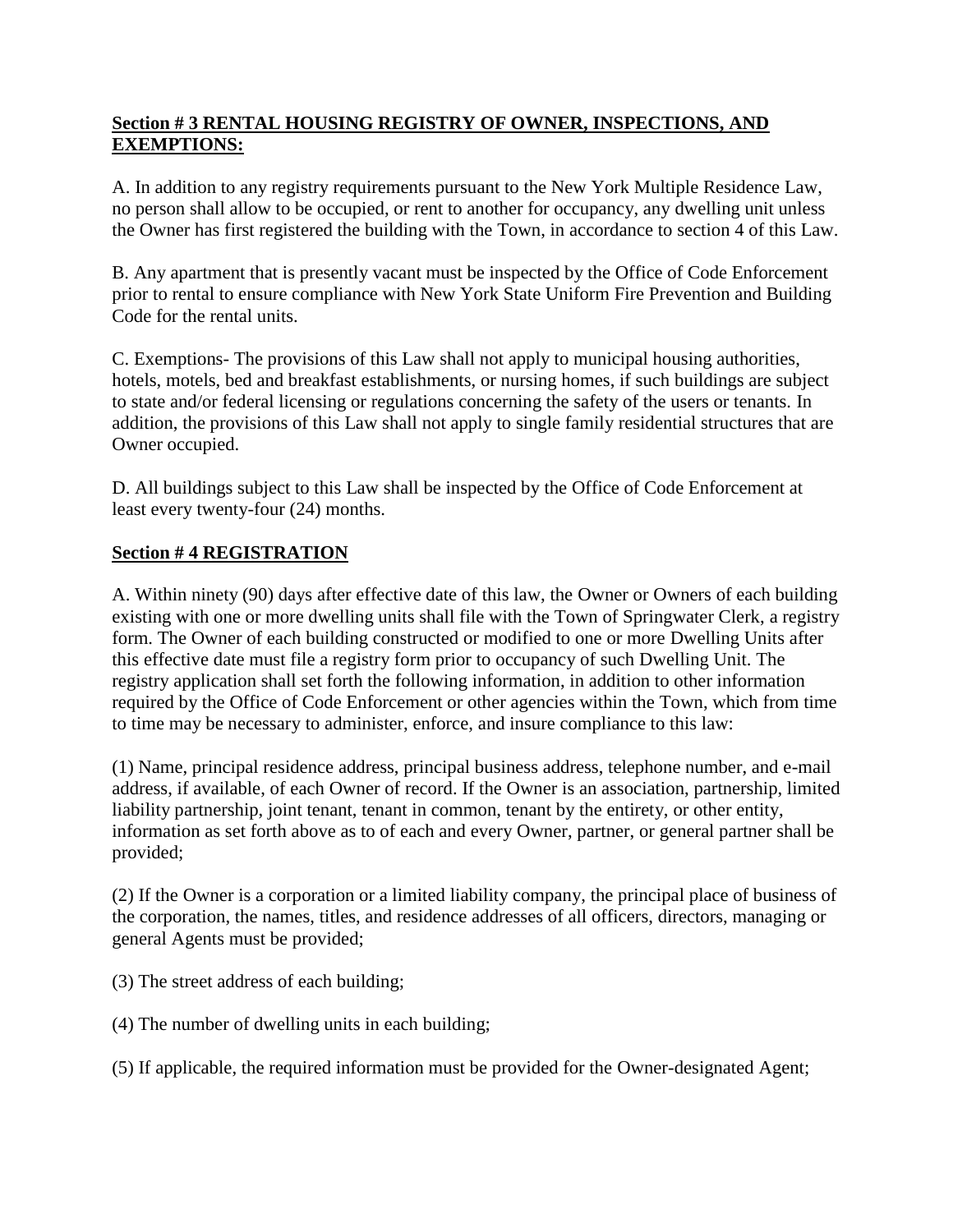**Section # 3 RENTAL HOUSING REGISTRY OF OWNER, INSPECTIONS, AND EXEMPTIONS:**

A. In addition to any registry requirements pursuant to the New York Multiple Residence Law, no person shall allow to be occupied, or rent to another for occupancy, any dwelling unit unless the Owner has first registered the building with the Town, in accordance to section 4 of this Law.

B. Any apartment that is presently vacant must be inspected by the Office of Code Enforcement prior to rental to ensure compliance with New York State Uniform Fire Prevention and Building Code for the rental units.

C. Exemptions- The provisions of this Law shall not apply to municipal housing authorities, hotels, motels, bed and breakfast establishments, or nursing homes, if such buildings are subject to state and/or federal licensing or regulations concerning the safety of the users or tenants. In addition, the provisions of this Law shall not apply to single family residential structures that are Owner occupied.

D. All buildings subject to this Law shall be inspected by the Office of Code Enforcement at least every twenty-four (24) months.

**Section # 4 REGISTRATION**

A. Within ninety (90) days after effective date of this law, the Owner or Owners of each building existing with one or more dwelling units shall file with the Town of Springwater Clerk, a registry form. The Owner of each building constructed or modified to one or more Dwelling Units after this effective date must file a registry form prior to occupancy of such Dwelling Unit. The registry application shall set forth the following information, in addition to other information required by the Office of Code Enforcement or other agencies within the Town, which from time to time may be necessary to administer, enforce, and insure compliance to this law:

(1) Name, principal residence address, principal business address, telephone number, and e-mail address, if available, of each Owner of record. If the Owner is an association, partnership, limited liability partnership, joint tenant, tenant in common, tenant by the entirety, or other entity, information as set forth above as to of each and every Owner, partner, or general partner shall be provided;

(2) If the Owner is a corporation or a limited liability company, the principal place of business of the corporation, the names, titles, and residence addresses of all officers, directors, managing or general Agents must be provided;

(3) The street address of each building;

(4) The number of dwelling units in each building;

(5) If applicable, the required information must be provided for the Owner-designated Agent;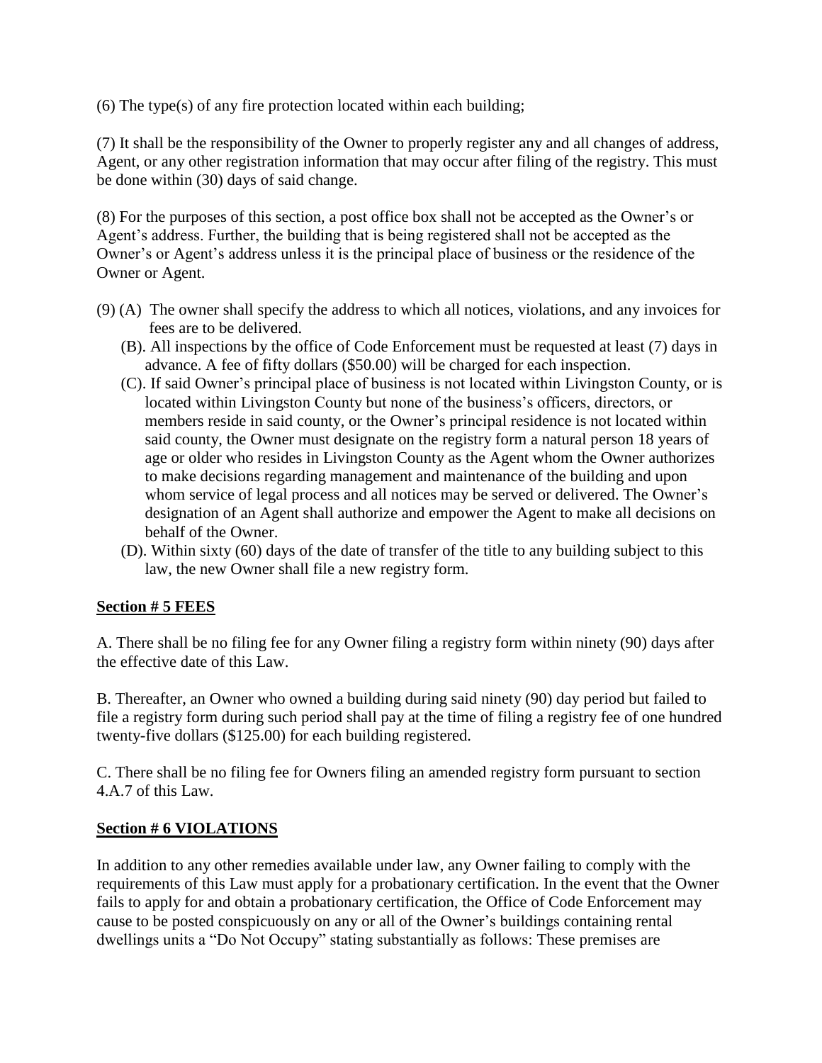(6) The type(s) of any fire protection located within each building;

(7) It shall be the responsibility of the Owner to properly register any and all changes of address, Agent, or any other registration information that may occur after filing of the registry. This must be done within (30) days of said change.

(8) For the purposes of this section, a post office box shall not be accepted as the Owner's or Agent's address. Further, the building that is being registered shall not be accepted as the Owner's or Agent's address unless it is the principal place of business or the residence of the Owner or Agent.

(9) (A) The owner shall specify the address to which all notices, violations, and any invoices for fees are to be delivered.

(B). All inspections by the office of Code Enforcement must be requested at least (7) days in advance. A fee of fifty dollars ($50.00) will be charged for each inspection.

(C). If said Owner's principal place of business is not located within Livingston County, or is located within Livingston County but none of the business's officers, directors, or members reside in said county, or the Owner's principal residence is not located within said county, the Owner must designate on the registry form a natural person 18 years of age or older who resides in Livingston County as the Agent whom the Owner authorizes to make decisions regarding management and maintenance of the building and upon whom service of legal process and all notices may be served or delivered. The Owner's designation of an Agent shall authorize and empower the Agent to make all decisions on behalf of the Owner.

(D). Within sixty (60) days of the date of transfer of the title to any building subject to this law, the new Owner shall file a new registry form.

**<u>Section # 5 FEES</u>**

A. There shall be no filing fee for any Owner filing a registry form within ninety (90) days after the effective date of this Law.

B. Thereafter, an Owner who owned a building during said ninety (90) day period but failed to file a registry form during such period shall pay at the time of filing a registry fee of one hundred twenty-five dollars ($125.00) for each building registered.

C. There shall be no filing fee for Owners filing an amended registry form pursuant to section 4.A.7 of this Law.

**<u>Section # 6 VIOLATIONS</u>**

In addition to any other remedies available under law, any Owner failing to comply with the requirements of this Law must apply for a probationary certification. In the event that the Owner fails to apply for and obtain a probationary certification, the Office of Code Enforcement may cause to be posted conspicuously on any or all of the Owner's buildings containing rental dwellings units a "Do Not Occupy" stating substantially as follows: These premises are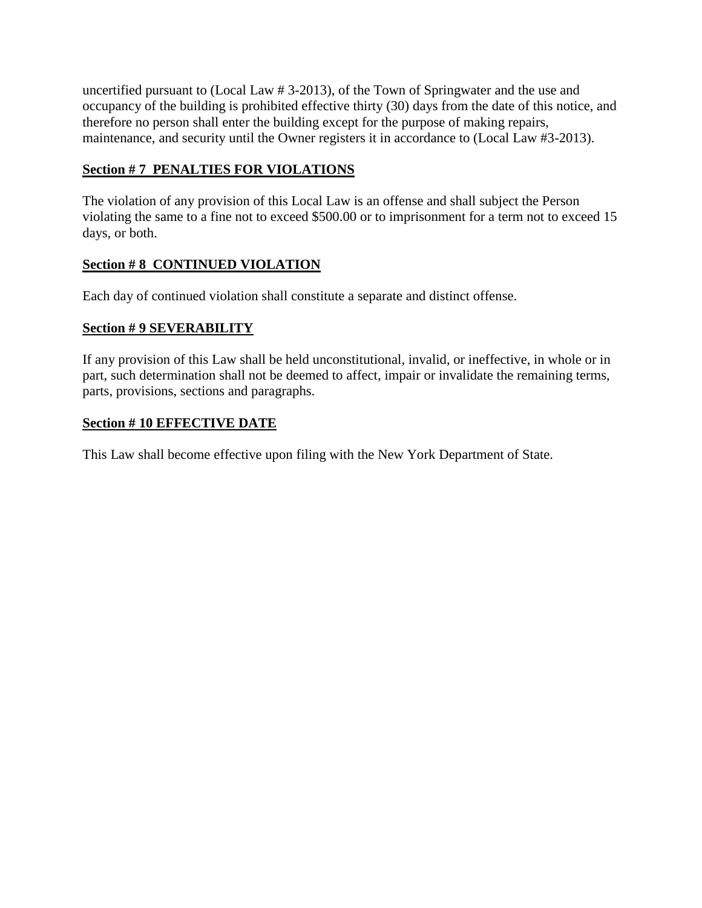uncertified pursuant to (Local Law # 3-2013), of the Town of Springwater and the use and occupancy of the building is prohibited effective thirty (30) days from the date of this notice, and therefore no person shall enter the building except for the purpose of making repairs, maintenance, and security until the Owner registers it in accordance to (Local Law #3-2013).

**Section # 7 PENALTIES FOR VIOLATIONS**

The violation of any provision of this Local Law is an offense and shall subject the Person violating the same to a fine not to exceed $500.00 or to imprisonment for a term not to exceed 15 days, or both.

**Section # 8 CONTINUED VIOLATION**

Each day of continued violation shall constitute a separate and distinct offense.

**Section # 9 SEVERABILITY**

If any provision of this Law shall be held unconstitutional, invalid, or ineffective, in whole or in part, such determination shall not be deemed to affect, impair or invalidate the remaining terms, parts, provisions, sections and paragraphs.

**Section # 10 EFFECTIVE DATE**

This Law shall become effective upon filing with the New York Department of State.